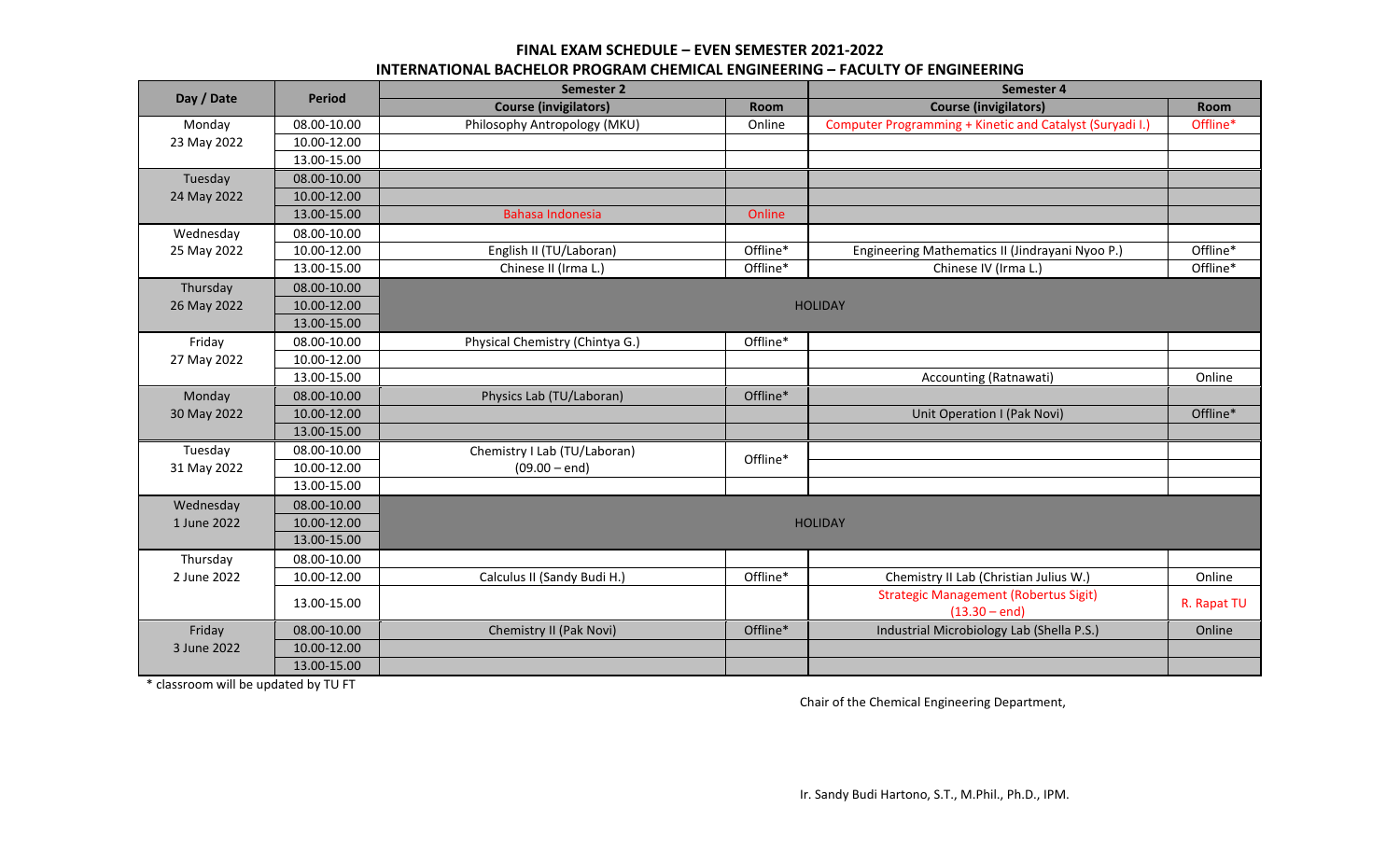## FINAL EXAM SCHEDULE – EVEN SEMESTER 2021-2022

## INTERNATIONAL BACHELOR PROGRAM CHEMICAL ENGINEERING – FACULTY OF ENGINEERING

| Day / Date | Period | Semester 2 | | Semester 4 | |
|---|---|---|---|---|---|
| | | **Course (invigilators)** | **Room** | **Course (invigilators)** | **Room** |
| Monday 23 May 2022 | 08.00-10.00 | Philosophy Antropology (MKU) | Online | Computer Programming + Kinetic and Catalyst (Suryadi I.) | Offline* |
| | 10.00-12.00 | | | | |
| | 13.00-15.00 | | | | |
| Tuesday 24 May 2022 | 08.00-10.00 | | | | |
| | 10.00-12.00 | | | | |
| | 13.00-15.00 | Bahasa Indonesia | Online | | |
| Wednesday 25 May 2022 | 08.00-10.00 | | | | |
| | 10.00-12.00 | English II (TU/Laboran) | Offline* | Engineering Mathematics II (Jindrayani Nyoo P.) | Offline* |
| | 13.00-15.00 | Chinese II (Irma L.) | Offline* | Chinese IV (Irma L.) | Offline* |
| Thursday 26 May 2022 | 08.00-10.00 | HOLIDAY | | | |
| | 10.00-12.00 | | | | |
| | 13.00-15.00 | | | | |
| Friday 27 May 2022 | 08.00-10.00 | Physical Chemistry (Chintya G.) | Offline* | | |
| | 10.00-12.00 | | | | |
| | 13.00-15.00 | | | Accounting (Ratnawati) | Online |
| Monday 30 May 2022 | 08.00-10.00 | Physics Lab (TU/Laboran) | Offline* | | |
| | 10.00-12.00 | | | Unit Operation I (Pak Novi) | Offline* |
| | 13.00-15.00 | | | | |
| Tuesday 31 May 2022 | 08.00-10.00 | Chemistry I Lab (TU/Laboran) (09.00 – end) | Offline* | | |
| | 10.00-12.00 | | | | |
| | 13.00-15.00 | | | | |
| Wednesday 1 June 2022 | 08.00-10.00 | HOLIDAY | | | |
| | 10.00-12.00 | | | | |
| | 13.00-15.00 | | | | |
| Thursday 2 June 2022 | 08.00-10.00 | | | | |
| | 10.00-12.00 | Calculus II (Sandy Budi H.) | Offline* | Chemistry II Lab (Christian Julius W.) | Online |
| | 13.00-15.00 | | | Strategic Management (Robertus Sigit) (13.30 – end) | R. Rapat TU |
| Friday 3 June 2022 | 08.00-10.00 | Chemistry II (Pak Novi) | Offline* | Industrial Microbiology Lab (Shella P.S.) | Online |
| | 10.00-12.00 | | | | |
| | 13.00-15.00 | | | | |

* classroom will be updated by TU FT

Chair of the Chemical Engineering Department,

Ir. Sandy Budi Hartono, S.T., M.Phil., Ph.D., IPM.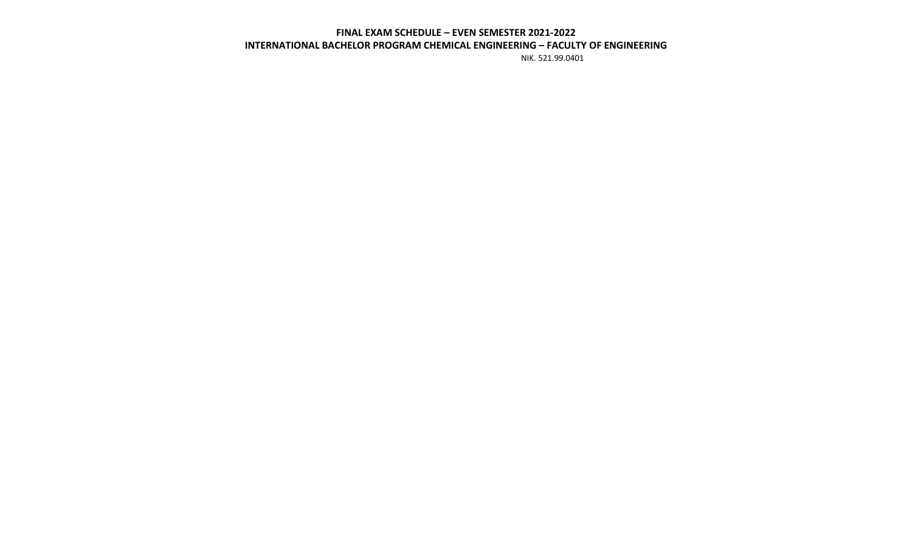**FINAL EXAM SCHEDULE – EVEN SEMESTER 2021-2022**

**INTERNATIONAL BACHELOR PROGRAM CHEMICAL ENGINEERING – FACULTY OF ENGINEERING**

NIK. 521.99.0401